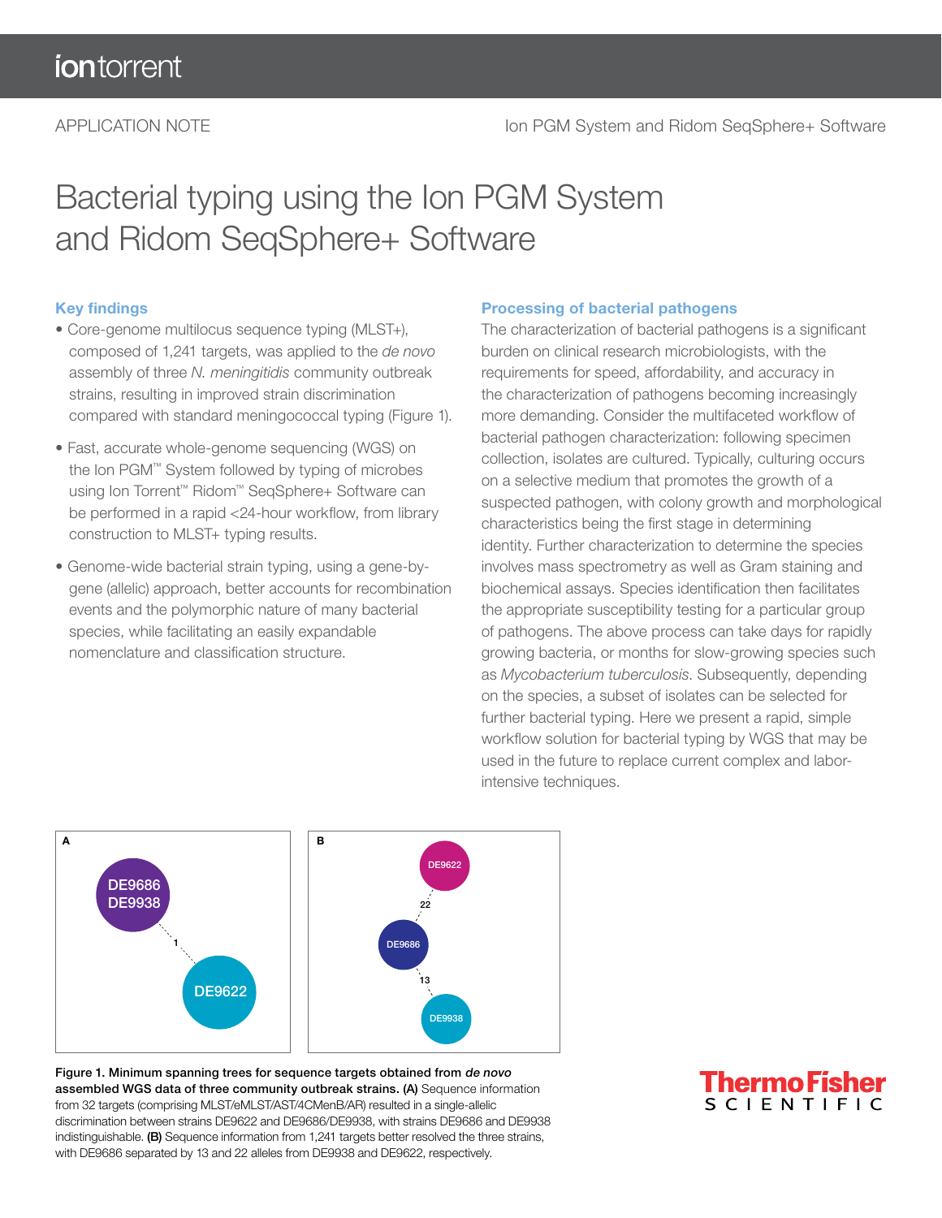APPLICATION NOTE — Ion PGM System and Ridom SeqSphere+ Software

# Bacterial typing using the Ion PGM System and Ridom SeqSphere+ Software

## Key findings

- Core-genome multilocus sequence typing (MLST+), composed of 1,241 targets, was applied to the *de novo* assembly of three *N. meningitidis* community outbreak strains, resulting in improved strain discrimination compared with standard meningococcal typing (Figure 1).
- Fast, accurate whole-genome sequencing (WGS) on the Ion PGM™ System followed by typing of microbes using Ion Torrent™ Ridom™ SeqSphere+ Software can be performed in a rapid <24-hour workflow, from library construction to MLST+ typing results.
- Genome-wide bacterial strain typing, using a gene-by-gene (allelic) approach, better accounts for recombination events and the polymorphic nature of many bacterial species, while facilitating an easily expandable nomenclature and classification structure.

## Processing of bacterial pathogens

The characterization of bacterial pathogens is a significant burden on clinical research microbiologists, with the requirements for speed, affordability, and accuracy in the characterization of pathogens becoming increasingly more demanding. Consider the multifaceted workflow of bacterial pathogen characterization: following specimen collection, isolates are cultured. Typically, culturing occurs on a selective medium that promotes the growth of a suspected pathogen, with colony growth and morphological characteristics being the first stage in determining identity. Further characterization to determine the species involves mass spectrometry as well as Gram staining and biochemical assays. Species identification then facilitates the appropriate susceptibility testing for a particular group of pathogens. The above process can take days for rapidly growing bacteria, or months for slow-growing species such as *Mycobacterium tuberculosis*. Subsequently, depending on the species, a subset of isolates can be selected for further bacterial typing. Here we present a rapid, simple workflow solution for bacterial typing by WGS that may be used in the future to replace current complex and labor-intensive techniques.

**Figure 1. Minimum spanning trees for sequence targets obtained from *de novo* assembled WGS data of three community outbreak strains. (A)** Sequence information from 32 targets (comprising MLST/eMLST/AST/4CMenB/AR) resulted in a single-allelic discrimination between strains DE9622 and DE9686/DE9938, with strains DE9686 and DE9938 indistinguishable. **(B)** Sequence information from 1,241 targets better resolved the three strains, with DE9686 separated by 13 and 22 alleles from DE9938 and DE9622, respectively.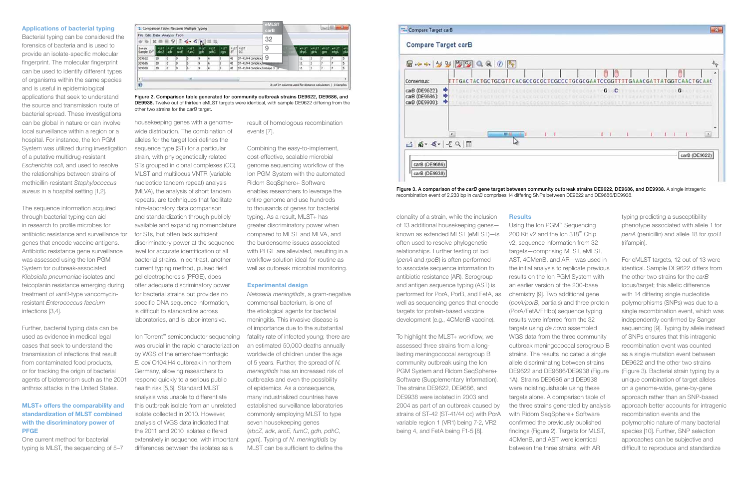## Applications of bacterial typing

Bacterial typing can be considered the forensics of bacteria and is used to provide an isolate-specific molecular fingerprint. The molecular fingerprint can be used to identify different types of organisms within the same species and is useful in epidemiological applications that seek to understand the source and transmission route of bacterial spread. These investigations can be global in nature or can involve local surveillance within a region or a hospital. For instance, the Ion PGM System was utilized during investigation of a putative multidrug-resistant *Escherichia coli*, and used to resolve the relationships between strains of methicillin-resistant *Staphylococcus aureus* in a hospital setting [1,2].

The sequence information acquired through bacterial typing can aid in research to profile microbes for antibiotic resistance and surveillance for genes that encode vaccine antigens. Antibiotic resistance gene surveillance was assessed using the Ion PGM System for outbreak-associated *Klebsiella pneumoniae* isolates and teicoplanin resistance emerging during treatment of *vanB*-type vancomycin-resistant *Enterococcus faecium* infections [3,4].

Further, bacterial typing data can be used as evidence in medical legal cases that seek to understand the transmission of infections that result from contaminated food products, or for tracking the origin of bacterial agents of bioterrorism such as the 2001 anthrax attacks in the United States.

## MLST+ offers the comparability and standardization of MLST combined with the discriminatory power of PFGE

One current method for bacterial typing is MLST, the sequencing of 5–7 housekeeping genes with a genome-wide distribution. The combination of alleles for the target loci defines the sequence type (ST) for a particular strain, with phylogenetically related STs grouped in clonal complexes (CC). MLST and multilocus VNTR (variable nucleotide tandem repeat) analysis (MLVA), the analysis of short tandem repeats, are techniques that facilitate intra-laboratory data comparison and standardization through publicly available and expanding nomenclature for STs, but often lack sufficient discriminatory power at the sequence level for accurate identification of all bacterial strains. In contrast, another current typing method, pulsed field gel electrophoresis (PFGE), does offer adequate discriminatory power for bacterial strains but provides no specific DNA sequence information, is difficult to standardize across laboratories, and is labor-intensive.

Ion Torrent™ semiconductor sequencing was crucial in the rapid characterization by WGS of the enterohaemorrhagic *E. coli* O104:H4 outbreak in northern Germany, allowing researchers to respond quickly to a serious public health risk [5,6]. Standard MLST analysis was unable to differentiate this outbreak isolate from an unrelated isolate collected in 2010. However, analysis of WGS data indicated that the 2011 and 2010 isolates differed extensively in sequence, with important differences between the isolates as a result of homologous recombination events [7].

Combining the easy-to-implement, cost-effective, scalable microbial genome sequencing workflow of the Ion PGM System with the automated Ridom SeqSphere+ Software enables researchers to leverage the entire genome and use hundreds to thousands of genes for bacterial typing. As a result, MLST+ has greater discriminatory power when compared to MLST and MLVA, and the burdensome issues associated with PFGE are alleviated, resulting in a workflow solution ideal for routine as well as outbreak microbial monitoring.

**Figure 2. Comparison table generated for community outbreak strains DE9622, DE9686, and DE9938.** Twelve out of thirteen eMLST targets were identical, with sample DE9622 differing from the other two strains for the *carB* target.

## Experimental design

*Neisseria meningitidis*, a gram-negative commensal bacterium, is one of the etiological agents for bacterial meningitis. This invasive disease is of importance due to the substantial fatality rate of infected young; there are an estimated 50,000 deaths annually worldwide of children under the age of 5 years. Further, the spread of *N. meningitidis* has an increased risk of outbreaks and even the possibility of epidemics. As a consequence, many industrialized countries have established surveillance laboratories commonly employing MLST to type seven housekeeping genes (*abcZ*, *adk*, *aroE*, *fumC*, *gdh*, *pdhC*, *pgm*). Typing of *N. meningitidis* by MLST can be sufficient to define the clonality of a strain, while the inclusion of 13 additional housekeeping genes—known as extended MLST (eMLST)—is often used to resolve phylogenetic relationships. Further testing of loci (*penA* and *rpoB*) is often performed to associate sequence information to antibiotic resistance (AR). Serogroup and antigen sequence typing (AST) is performed for PorA, PorB, and FetA, as well as sequencing genes that encode targets for protein-based vaccine development (e.g., 4CMenB vaccine).

To highlight the MLST+ workflow, we assessed three strains from a long-lasting meningococcal serogroup B community outbreak using the Ion PGM System and Ridom SeqSphere+ Software (Supplementary Information). The strains DE9622, DE9686, and DE9938 were isolated in 2003 and 2004 as part of an outbreak caused by strains of ST-42 (ST-41/44 cc) with PorA variable region 1 (VR1) being 7-2, VR2 being 4, and FetA being F1-5 [8].

**Figure 3. A comparison of the *carB* gene target between community outbreak strains DE9622, DE9686, and DE9938.** A single intragenic recombination event of 2,233 bp in *carB* comprises 14 differing SNPs between DE9622 and DE9686/DE9938.

## Results

Using the Ion PGM™ Sequencing 200 Kit v2 and the Ion 318™ Chip v2, sequence information from 32 targets—comprising MLST, eMLST, AST, 4CMenB, and AR—was used in the initial analysis to replicate previous results on the Ion PGM System with an earlier version of the 200-base chemistry [9]. Two additional gene (*porA*/*porB*, partials) and three protein (PorA/FetA/FHbp) sequence typing results were inferred from the 32 targets using *de novo* assembled WGS data from the three community outbreak meningococcal serogroup B strains. The results indicated a single allele discriminating between strains DE9622 and DE9686/DE9938 (Figure 1A). Strains DE9686 and DE9938 were indistinguishable using these targets alone. A comparison table of the three strains generated by analysis with Ridom SeqSphere+ Software confirmed the previously published findings (Figure 2). Targets for MLST, 4CMenB, and AST were identical between the three strains, with AR typing predicting a susceptibility phenotype associated with allele 1 for *penA* (penicillin) and allele 18 for *rpoB* (rifampin).

For eMLST targets, 12 out of 13 were identical. Sample DE9622 differs from the other two strains for the *carB* locus/target; this allelic difference with 14 differing single nucleotide polymorphisms (SNPs) was due to a single recombination event, which was independently confirmed by Sanger sequencing [9]. Typing by allele instead of SNPs ensures that this intragenic recombination event was counted as a single mutation event between DE9622 and the other two strains (Figure 3). Bacterial strain typing by a unique combination of target alleles on a genome-wide, gene-by-gene approach rather than an SNP-based approach better accounts for intragenic recombination events and the polymorphic nature of many bacterial species [10]. Further, SNP selection approaches can be subjective and difficult to reproduce and standardize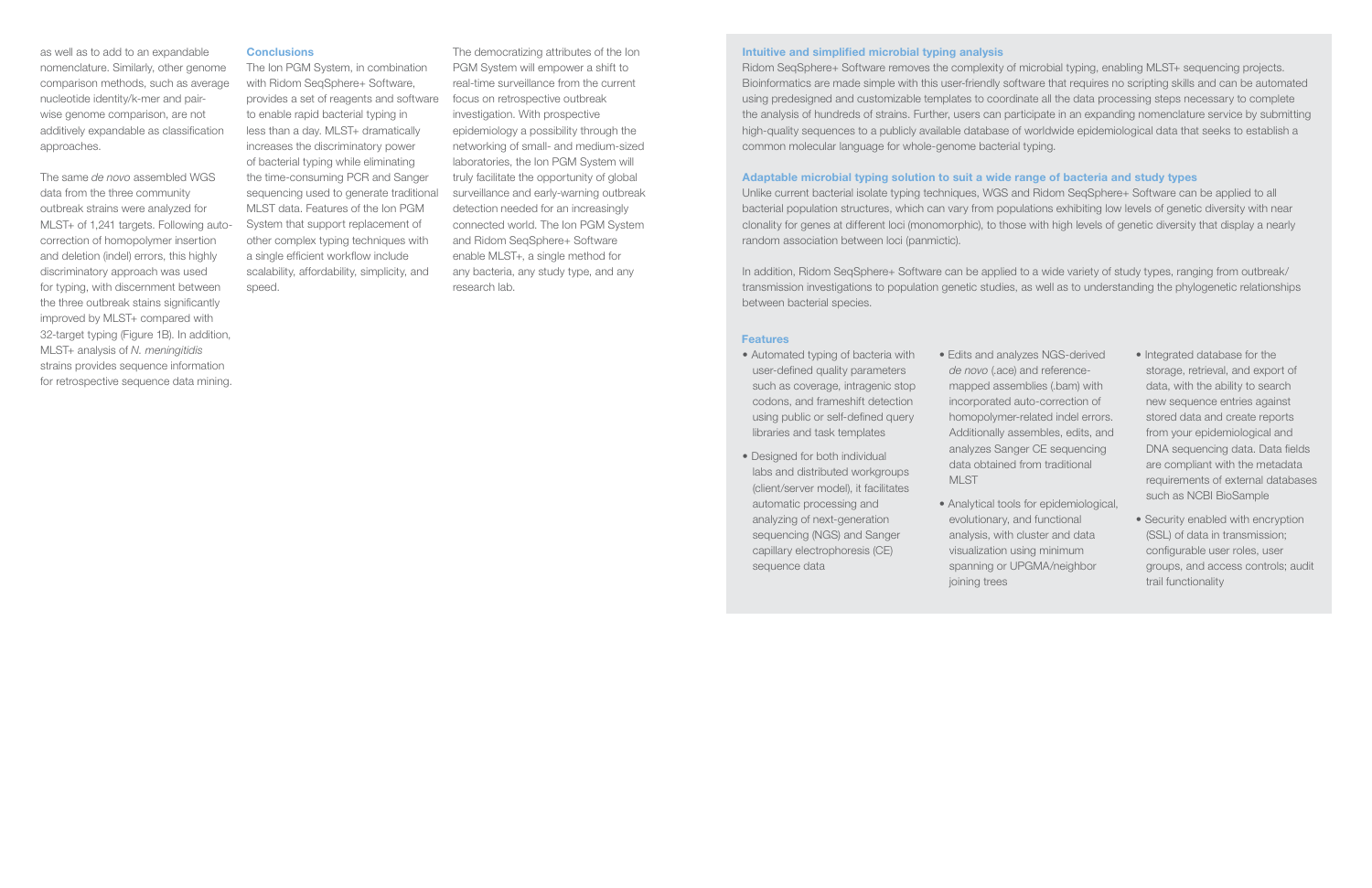as well as to add to an expandable nomenclature. Similarly, other genome comparison methods, such as average nucleotide identity/k-mer and pair-wise genome comparison, are not additively expandable as classification approaches.

The same *de novo* assembled WGS data from the three community outbreak strains were analyzed for MLST+ of 1,241 targets. Following auto-correction of homopolymer insertion and deletion (indel) errors, this highly discriminatory approach was used for typing, with discernment between the three outbreak stains significantly improved by MLST+ compared with 32-target typing (Figure 1B). In addition, MLST+ analysis of *N. meningitidis* strains provides sequence information for retrospective sequence data mining.

## Conclusions

The Ion PGM System, in combination with Ridom SeqSphere+ Software, provides a set of reagents and software to enable rapid bacterial typing in less than a day. MLST+ dramatically increases the discriminatory power of bacterial typing while eliminating the time-consuming PCR and Sanger sequencing used to generate traditional MLST data. Features of the Ion PGM System that support replacement of other complex typing techniques with a single efficient workflow include scalability, affordability, simplicity, and speed.

The democratizing attributes of the Ion PGM System will empower a shift to real-time surveillance from the current focus on retrospective outbreak investigation. With prospective epidemiology a possibility through the networking of small- and medium-sized laboratories, the Ion PGM System will truly facilitate the opportunity of global surveillance and early-warning outbreak detection needed for an increasingly connected world. The Ion PGM System and Ridom SeqSphere+ Software enable MLST+, a single method for any bacteria, any study type, and any research lab.

## Intuitive and simplified microbial typing analysis

Ridom SeqSphere+ Software removes the complexity of microbial typing, enabling MLST+ sequencing projects. Bioinformatics are made simple with this user-friendly software that requires no scripting skills and can be automated using predesigned and customizable templates to coordinate all the data processing steps necessary to complete the analysis of hundreds of strains. Further, users can participate in an expanding nomenclature service by submitting high-quality sequences to a publicly available database of worldwide epidemiological data that seeks to establish a common molecular language for whole-genome bacterial typing.

## Adaptable microbial typing solution to suit a wide range of bacteria and study types

Unlike current bacterial isolate typing techniques, WGS and Ridom SeqSphere+ Software can be applied to all bacterial population structures, which can vary from populations exhibiting low levels of genetic diversity with near clonality for genes at different loci (monomorphic), to those with high levels of genetic diversity that display a nearly random association between loci (panmictic).

In addition, Ridom SeqSphere+ Software can be applied to a wide variety of study types, ranging from outbreak/transmission investigations to population genetic studies, as well as to understanding the phylogenetic relationships between bacterial species.

## Features

- Automated typing of bacteria with user-defined quality parameters such as coverage, intragenic stop codons, and frameshift detection using public or self-defined query libraries and task templates
- Designed for both individual labs and distributed workgroups (client/server model), it facilitates automatic processing and analyzing of next-generation sequencing (NGS) and Sanger capillary electrophoresis (CE) sequence data
- Edits and analyzes NGS-derived *de novo* (.ace) and reference-mapped assemblies (.bam) with incorporated auto-correction of homopolymer-related indel errors. Additionally assembles, edits, and analyzes Sanger CE sequencing data obtained from traditional MLST
- Analytical tools for epidemiological, evolutionary, and functional analysis, with cluster and data visualization using minimum spanning or UPGMA/neighbor joining trees
- Integrated database for the storage, retrieval, and export of data, with the ability to search new sequence entries against stored data and create reports from your epidemiological and DNA sequencing data. Data fields are compliant with the metadata requirements of external databases such as NCBI BioSample
- Security enabled with encryption (SSL) of data in transmission; configurable user roles, user groups, and access controls; audit trail functionality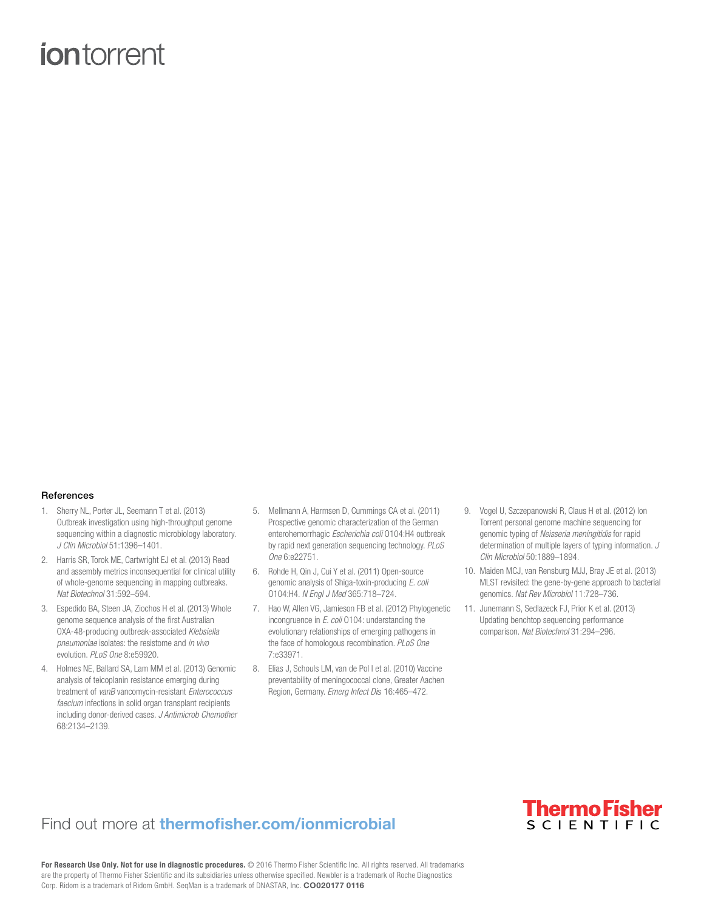iontorrent

## References

1. Sherry NL, Porter JL, Seemann T et al. (2013) Outbreak investigation using high-throughput genome sequencing within a diagnostic microbiology laboratory. *J Clin Microbiol* 51:1396–1401.
2. Harris SR, Torok ME, Cartwright EJ et al. (2013) Read and assembly metrics inconsequential for clinical utility of whole-genome sequencing in mapping outbreaks. *Nat Biotechnol* 31:592–594.
3. Espedido BA, Steen JA, Ziochos H et al. (2013) Whole genome sequence analysis of the first Australian OXA-48-producing outbreak-associated *Klebsiella pneumoniae* isolates: the resistome and *in vivo* evolution. *PLoS One* 8:e59920.
4. Holmes NE, Ballard SA, Lam MM et al. (2013) Genomic analysis of teicoplanin resistance emerging during treatment of *vanB* vancomycin-resistant *Enterococcus faecium* infections in solid organ transplant recipients including donor-derived cases. *J Antimicrob Chemother* 68:2134–2139.
5. Mellmann A, Harmsen D, Cummings CA et al. (2011) Prospective genomic characterization of the German enterohemorrhagic *Escherichia coli* O104:H4 outbreak by rapid next generation sequencing technology. *PLoS One* 6:e22751.
6. Rohde H, Qin J, Cui Y et al. (2011) Open-source genomic analysis of Shiga-toxin-producing *E. coli* O104:H4. *N Engl J Med* 365:718–724.
7. Hao W, Allen VG, Jamieson FB et al. (2012) Phylogenetic incongruence in *E. coli* O104: understanding the evolutionary relationships of emerging pathogens in the face of homologous recombination. *PLoS One* 7:e33971.
8. Elias J, Schouls LM, van de Pol I et al. (2010) Vaccine preventability of meningococcal clone, Greater Aachen Region, Germany. *Emerg Infect Dis* 16:465–472.
9. Vogel U, Szczepanowski R, Claus H et al. (2012) Ion Torrent personal genome machine sequencing for genomic typing of *Neisseria meningitidis* for rapid determination of multiple layers of typing information. *J Clin Microbiol* 50:1889–1894.
10. Maiden MCJ, van Rensburg MJJ, Bray JE et al. (2013) MLST revisited: the gene-by-gene approach to bacterial genomics. *Nat Rev Microbiol* 11:728–736.
11. Junemann S, Sedlazeck FJ, Prior K et al. (2013) Updating benchtop sequencing performance comparison. *Nat Biotechnol* 31:294–296.

Find out more at **thermofisher.com/ionmicrobial**

ThermoFisher SCIENTIFIC

**For Research Use Only. Not for use in diagnostic procedures.** © 2016 Thermo Fisher Scientific Inc. All rights reserved. All trademarks are the property of Thermo Fisher Scientific and its subsidiaries unless otherwise specified. Newbler is a trademark of Roche Diagnostics Corp. Ridom is a trademark of Ridom GmbH. SeqMan is a trademark of DNASTAR, Inc. **CO020177 0116**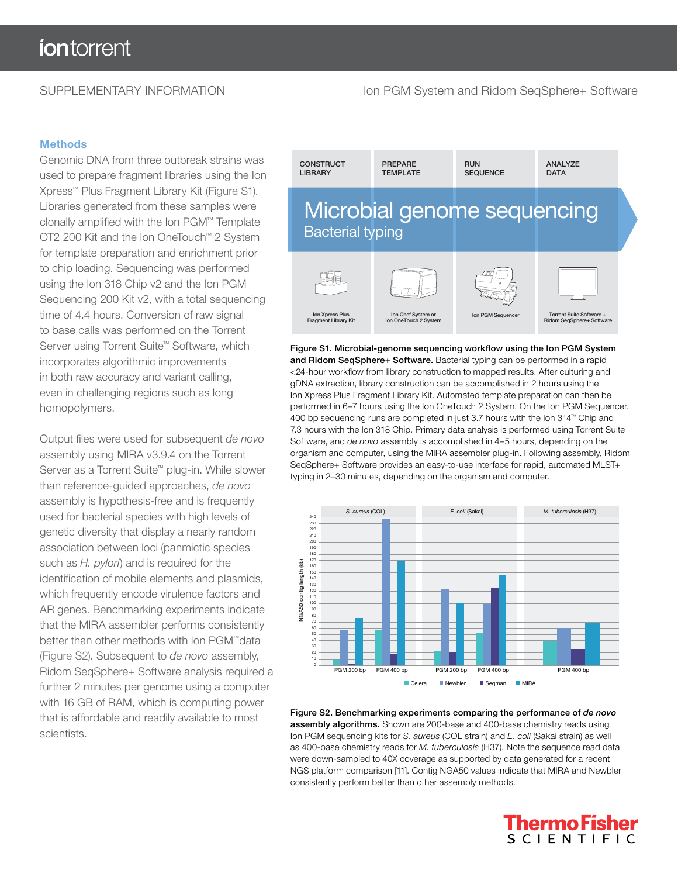SUPPLEMENTARY INFORMATION

Ion PGM System and Ridom SeqSphere+ Software

### Methods

Genomic DNA from three outbreak strains was used to prepare fragment libraries using the Ion Xpress™ Plus Fragment Library Kit (Figure S1). Libraries generated from these samples were clonally amplified with the Ion PGM™ Template OT2 200 Kit and the Ion OneTouch™ 2 System for template preparation and enrichment prior to chip loading. Sequencing was performed using the Ion 318 Chip v2 and the Ion PGM Sequencing 200 Kit v2, with a total sequencing time of 4.4 hours. Conversion of raw signal to base calls was performed on the Torrent Server using Torrent Suite™ Software, which incorporates algorithmic improvements in both raw accuracy and variant calling, even in challenging regions such as long homopolymers.

Output files were used for subsequent *de novo* assembly using MIRA v3.9.4 on the Torrent Server as a Torrent Suite™ plug-in. While slower than reference-guided approaches, *de novo* assembly is hypothesis-free and is frequently used for bacterial species with high levels of genetic diversity that display a nearly random association between loci (panmictic species such as *H. pylori*) and is required for the identification of mobile elements and plasmids, which frequently encode virulence factors and AR genes. Benchmarking experiments indicate that the MIRA assembler performs consistently better than other methods with Ion PGM™data (Figure S2). Subsequent to *de novo* assembly, Ridom SeqSphere+ Software analysis required a further 2 minutes per genome using a computer with 16 GB of RAM, which is computing power that is affordable and readily available to most scientists.

CONSTRUCT LIBRARY
PREPARE TEMPLATE
RUN SEQUENCE
ANALYZE DATA

Microbial genome sequencing
Bacterial typing

Ion Xpress Plus Fragment Library Kit
Ion Chef System or Ion OneTouch 2 System
Ion PGM Sequencer
Torrent Suite Software + Ridom SeqSphere+ Software

**Figure S1. Microbial-genome sequencing workflow using the Ion PGM System and Ridom SeqSphere+ Software.** Bacterial typing can be performed in a rapid <24-hour workflow from library construction to mapped results. After culturing and gDNA extraction, library construction can be accomplished in 2 hours using the Ion Xpress Plus Fragment Library Kit. Automated template preparation can then be performed in 6–7 hours using the Ion OneTouch 2 System. On the Ion PGM Sequencer, 400 bp sequencing runs are completed in just 3.7 hours with the Ion 314™ Chip and 7.3 hours with the Ion 318 Chip. Primary data analysis is performed using Torrent Suite Software, and *de novo* assembly is accomplished in 4–5 hours, depending on the organism and computer, using the MIRA assembler plug-in. Following assembly, Ridom SeqSphere+ Software provides an easy-to-use interface for rapid, automated MLST+ typing in 2–30 minutes, depending on the organism and computer.

*S. aureus* (COL)
*E. coli* (Sakai)
*M. tuberculosis* (H37)

NGA50 contig length (kb)

0
10
20
30
40
50
60
70
80
90
100
110
120
130
140
150
160
170
180
190
200
210
220
230
240

PGM 200 bp
PGM 400 bp
PGM 200 bp
PGM 400 bp
PGM 400 bp

Celera
Newbler
Seqman
MIRA

**Figure S2. Benchmarking experiments comparing the performance of *de novo* assembly algorithms.** Shown are 200-base and 400-base chemistry reads using Ion PGM sequencing kits for *S. aureus* (COL strain) and *E. coli* (Sakai strain) as well as 400-base chemistry reads for *M. tuberculosis* (H37). Note the sequence read data were down-sampled to 40X coverage as supported by data generated for a recent NGS platform comparison [11]. Contig NGA50 values indicate that MIRA and Newbler consistently perform better than other assembly methods.